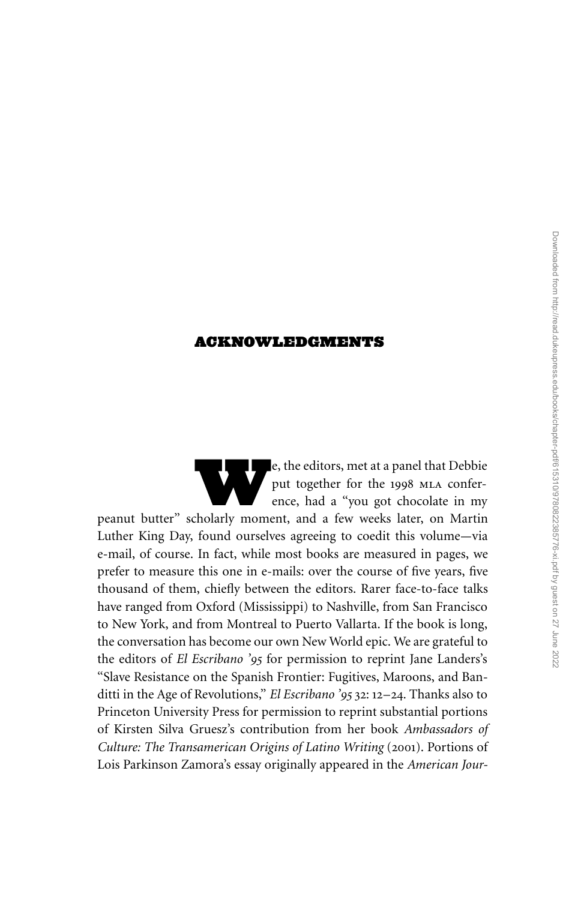# ACKNOWLEDGMENTS

We, the editors, met at a panel that Debbie put together for the 1998 MLA conference, had a "you got chocolate in my peanut butter" scholarly moment, and a few weeks later, on Martin Luther King Day, found ourselves agreeing to coedit this volume—via e-mail, of course. In fact, while most books are measured in pages, we prefer to measure this one in e-mails: over the course of five years, five thousand of them, chiefly between the editors. Rarer face-to-face talks have ranged from Oxford (Mississippi) to Nashville, from San Francisco to New York, and from Montreal to Puerto Vallarta. If the book is long, the conversation has become our own New World epic. We are grateful to the editors of *El Escribano '95* for permission to reprint Jane Landers's "Slave Resistance on the Spanish Frontier: Fugitives, Maroons, and Banditti in the Age of Revolutions," *El Escribano '95* 32: 12–24. Thanks also to Princeton University Press for permission to reprint substantial portions of Kirsten Silva Gruesz's contribution from her book *Ambassadors of Culture: The Transamerican Origins of Latino Writing* (2001). Portions of Lois Parkinson Zamora's essay originally appeared in the *American Jour-*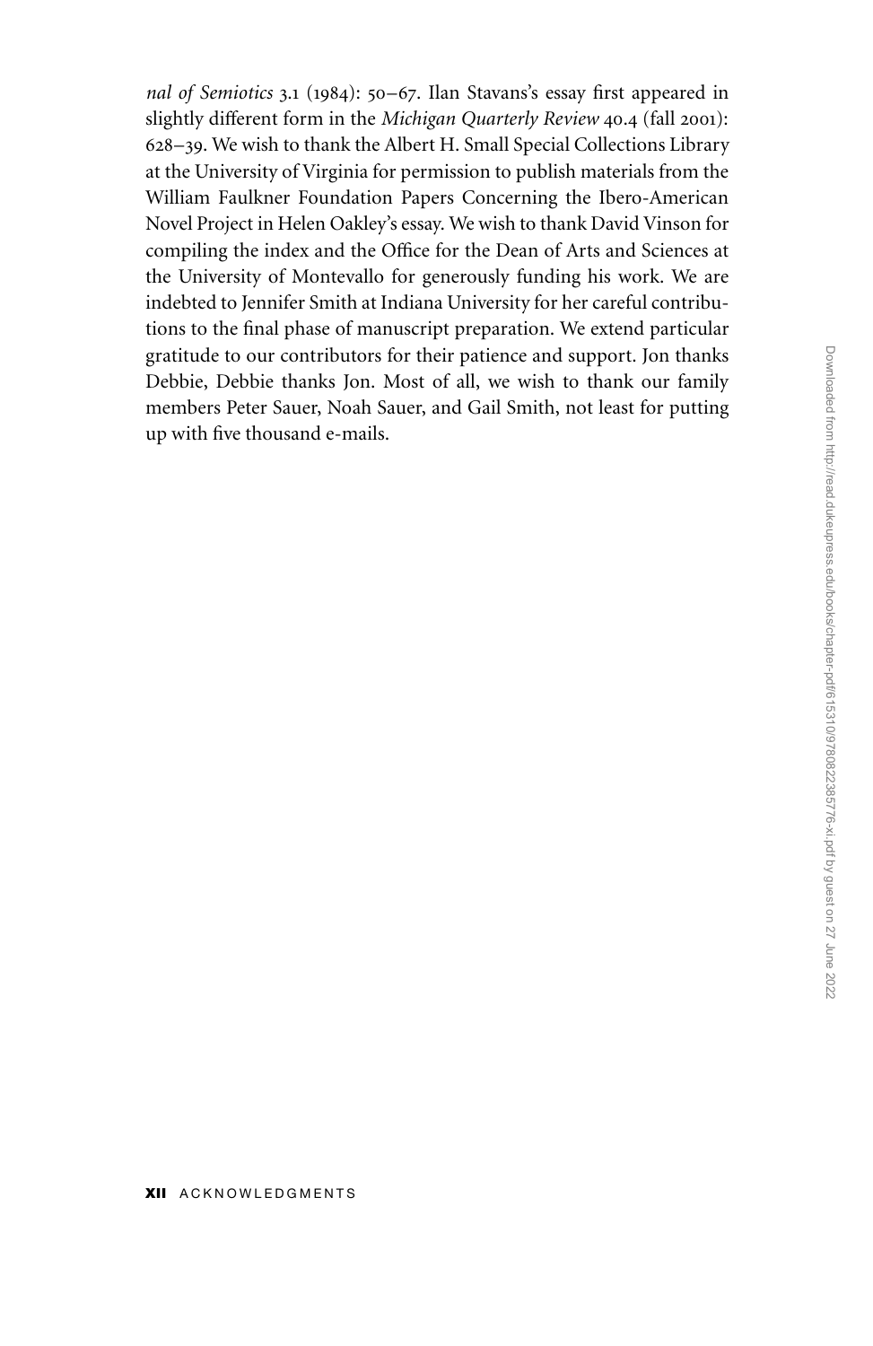*nal of Semiotics* 3.1 (1984): 50–67. Ilan Stavans's essay first appeared in slightly different form in the *Michigan Quarterly Review* 40.4 (fall 2001): 628–39. We wish to thank the Albert H. Small Special Collections Library at the University of Virginia for permission to publish materials from the William Faulkner Foundation Papers Concerning the Ibero-American Novel Project in Helen Oakley's essay. We wish to thank David Vinson for compiling the index and the Office for the Dean of Arts and Sciences at the University of Montevallo for generously funding his work. We are indebted to Jennifer Smith at Indiana University for her careful contributions to the final phase of manuscript preparation. We extend particular gratitude to our contributors for their patience and support. Jon thanks Debbie, Debbie thanks Jon. Most of all, we wish to thank our family members Peter Sauer, Noah Sauer, and Gail Smith, not least for putting up with five thousand e-mails.